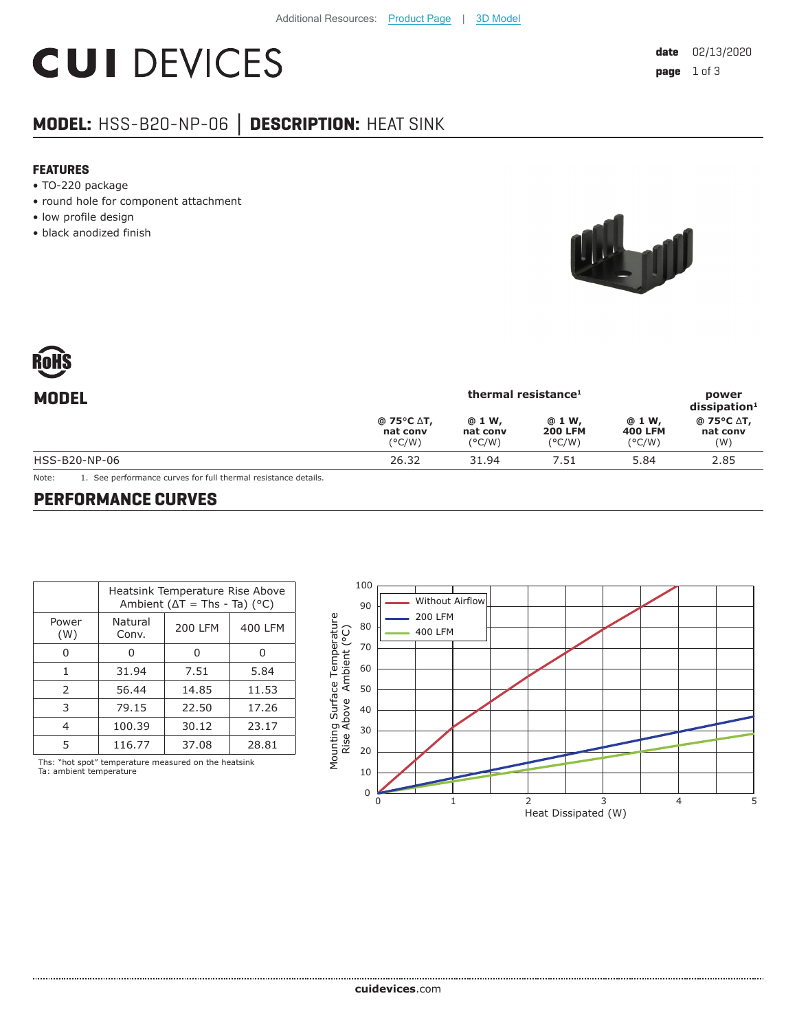Additional Resources: Product Page | 3D Model

# CUI DEVICES

**date** 02/13/2020

## MODEL: HSS-B20-NP-06 | DESCRIPTION: HEAT SINK

### FEATURES

- TO-220 package
- round hole for component attachment
- low profile design
- black anodized finish

RoHS

## MODEL

| | thermal resistance[1] | | | | power dissipation[1] |
|---|---|---|---|---|---|
| | @ 75°C ΔT, nat conv (°C/W) | @ 1 W, nat conv (°C/W) | @ 1 W, 200 LFM (°C/W) | @ 1 W, 400 LFM (°C/W) | @ 75°C ΔT, nat conv (W) |
| HSS-B20-NP-06 | 26.32 | 31.94 | 7.51 | 5.84 | 2.85 |

Note: 1. See performance curves for full thermal resistance details.

## PERFORMANCE CURVES

| Power (W) | Heatsink Temperature Rise Above Ambient (ΔT = Ths - Ta) (°C) | | |
|---|---|---|---|
| | Natural Conv. | 200 LFM | 400 LFM |
| 0 | 0 | 0 | 0 |
| 1 | 31.94 | 7.51 | 5.84 |
| 2 | 56.44 | 14.85 | 11.53 |
| 3 | 79.15 | 22.50 | 17.26 |
| 4 | 100.39 | 30.12 | 23.17 |
| 5 | 116.77 | 37.08 | 28.81 |

Ths: "hot spot" temperature measured on the heatsink
Ta: ambient temperature

cuidevices.com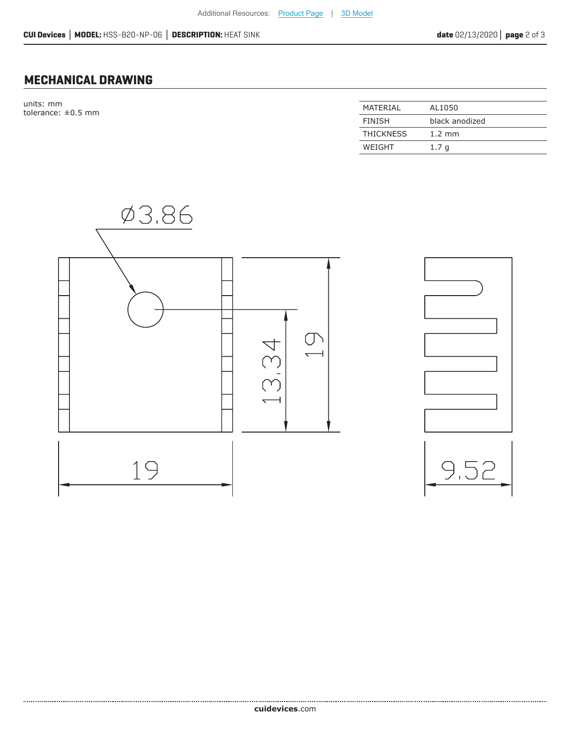## MECHANICAL DRAWING

units: mm
tolerance: ±0.5 mm

| MATERIAL | AL1050 |
|---|---|
| FINISH | black anodized |
| THICKNESS | 1.2 mm |
| WEIGHT | 1.7 g |

Ø3.86

13.34

19

19

9.52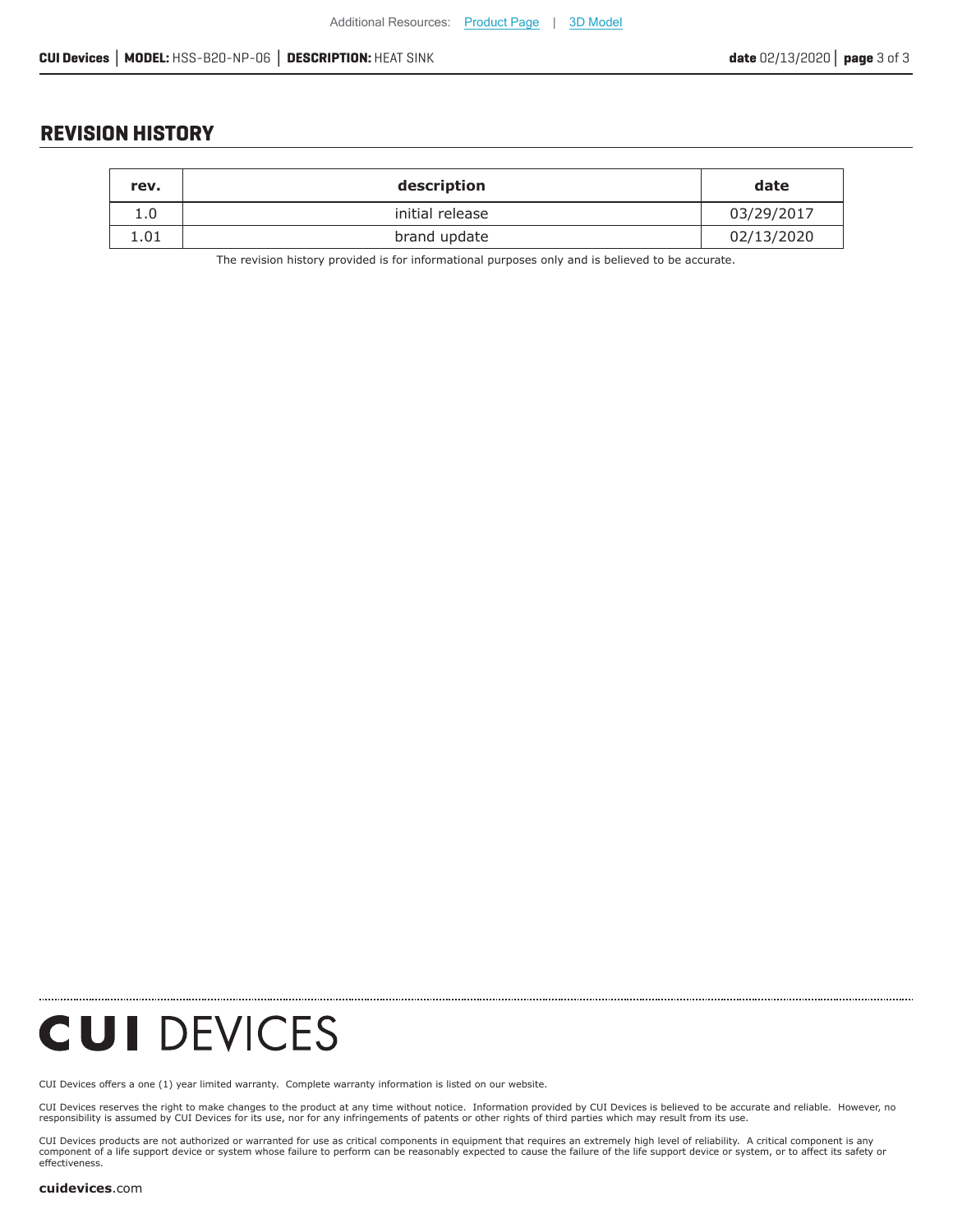## REVISION HISTORY

| rev. | description | date |
| --- | --- | --- |
| 1.0 | initial release | 03/29/2017 |
| 1.01 | brand update | 02/13/2020 |

The revision history provided is for informational purposes only and is believed to be accurate.

CUI DEVICES

CUI Devices offers a one (1) year limited warranty. Complete warranty information is listed on our website.

CUI Devices reserves the right to make changes to the product at any time without notice. Information provided by CUI Devices is believed to be accurate and reliable. However, no responsibility is assumed by CUI Devices for its use, nor for any infringements of patents or other rights of third parties which may result from its use.

CUI Devices products are not authorized or warranted for use as critical components in equipment that requires an extremely high level of reliability. A critical component is any component of a life support device or system whose failure to perform can be reasonably expected to cause the failure of the life support device or system, or to affect its safety or effectiveness.

**cuidevices**.com